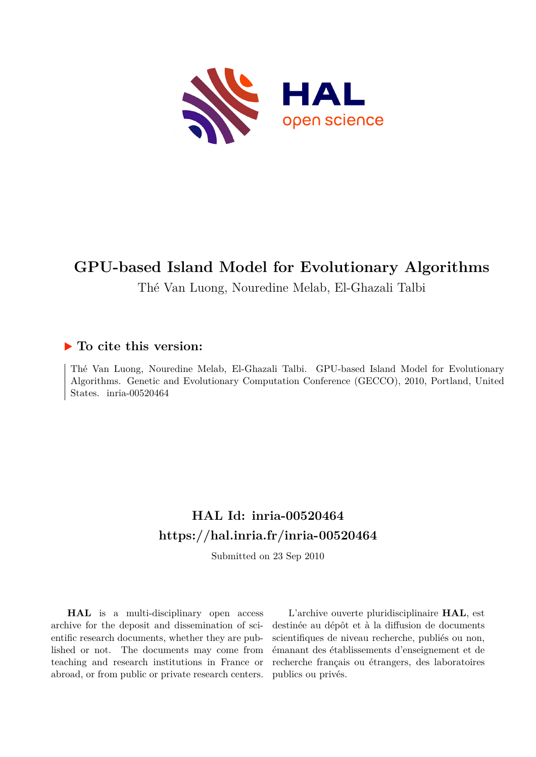# GPU-based Island Model for Evolutionary Algorithms

Thé Van Luong, Nouredine Melab, El-Ghazali Talbi

## ▶ To cite this version:

Thé Van Luong, Nouredine Melab, El-Ghazali Talbi. GPU-based Island Model for Evolutionary Algorithms. Genetic and Evolutionary Computation Conference (GECCO), 2010, Portland, United States. inria-00520464

## HAL Id: inria-00520464
## https://hal.inria.fr/inria-00520464

Submitted on 23 Sep 2010

**HAL** is a multi-disciplinary open access archive for the deposit and dissemination of scientific research documents, whether they are published or not. The documents may come from teaching and research institutions in France or abroad, or from public or private research centers.

L'archive ouverte pluridisciplinaire **HAL**, est destinée au dépôt et à la diffusion de documents scientifiques de niveau recherche, publiés ou non, émanant des établissements d'enseignement et de recherche français ou étrangers, des laboratoires publics ou privés.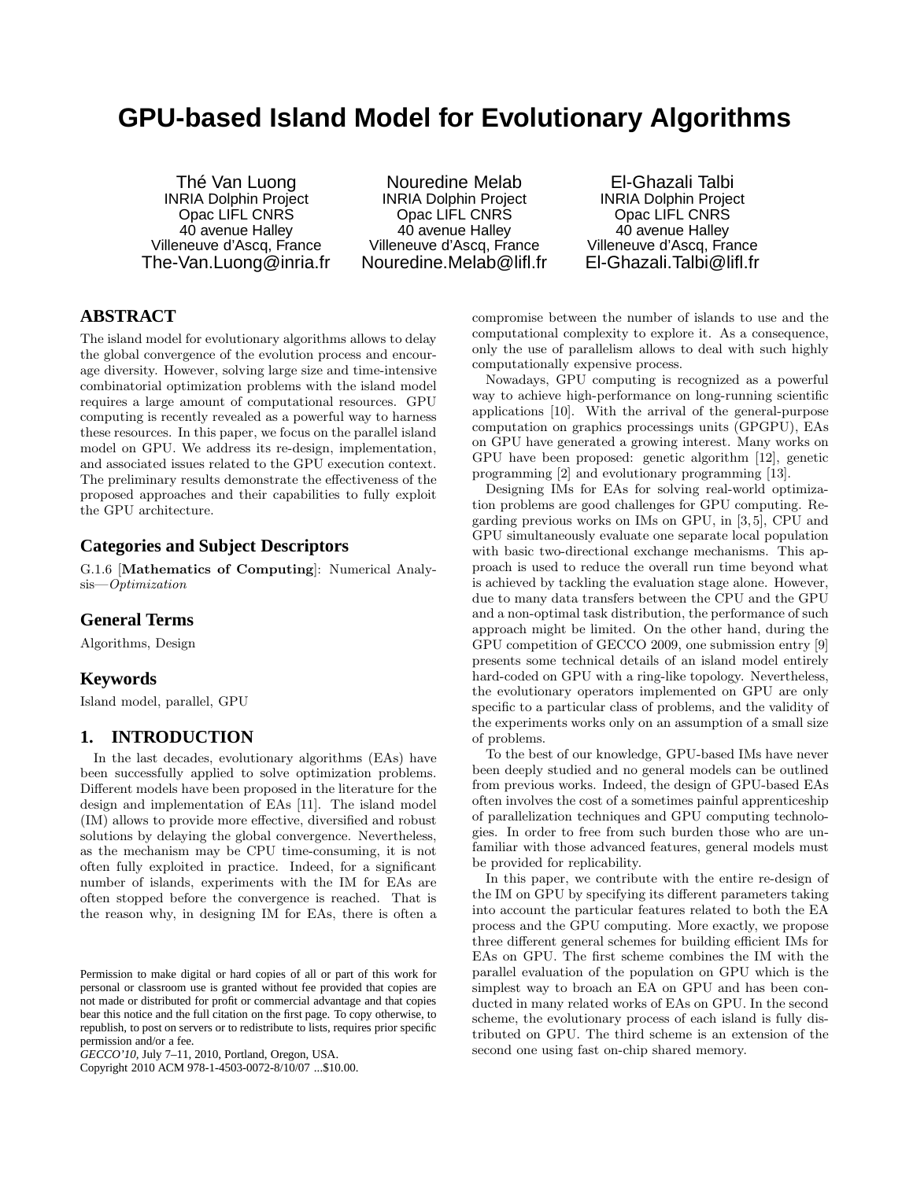# GPU-based Island Model for Evolutionary Algorithms

Thé Van Luong
INRIA Dolphin Project
Opac LIFL CNRS
40 avenue Halley
Villeneuve d'Ascq, France
The-Van.Luong@inria.fr

Nouredine Melab
INRIA Dolphin Project
Opac LIFL CNRS
40 avenue Halley
Villeneuve d'Ascq, France
Nouredine.Melab@lifl.fr

El-Ghazali Talbi
INRIA Dolphin Project
Opac LIFL CNRS
40 avenue Halley
Villeneuve d'Ascq, France
El-Ghazali.Talbi@lifl.fr

## ABSTRACT

The island model for evolutionary algorithms allows to delay the global convergence of the evolution process and encourage diversity. However, solving large size and time-intensive combinatorial optimization problems with the island model requires a large amount of computational resources. GPU computing is recently revealed as a powerful way to harness these resources. In this paper, we focus on the parallel island model on GPU. We address its re-design, implementation, and associated issues related to the GPU execution context. The preliminary results demonstrate the effectiveness of the proposed approaches and their capabilities to fully exploit the GPU architecture.

## Categories and Subject Descriptors

G.1.6 [**Mathematics of Computing**]: Numerical Analysis—*Optimization*

## General Terms

Algorithms, Design

## Keywords

Island model, parallel, GPU

## 1. INTRODUCTION

In the last decades, evolutionary algorithms (EAs) have been successfully applied to solve optimization problems. Different models have been proposed in the literature for the design and implementation of EAs [11]. The island model (IM) allows to provide more effective, diversified and robust solutions by delaying the global convergence. Nevertheless, as the mechanism may be CPU time-consuming, it is not often fully exploited in practice. Indeed, for a significant number of islands, experiments with the IM for EAs are often stopped before the convergence is reached. That is the reason why, in designing IM for EAs, there is often a compromise between the number of islands to use and the computational complexity to explore it. As a consequence, only the use of parallelism allows to deal with such highly computationally expensive process.

Nowadays, GPU computing is recognized as a powerful way to achieve high-performance on long-running scientific applications [10]. With the arrival of the general-purpose computation on graphics processings units (GPGPU), EAs on GPU have generated a growing interest. Many works on GPU have been proposed: genetic algorithm [12], genetic programming [2] and evolutionary programming [13].

Designing IMs for EAs for solving real-world optimization problems are good challenges for GPU computing. Regarding previous works on IMs on GPU, in [3, 5], CPU and GPU simultaneously evaluate one separate local population with basic two-directional exchange mechanisms. This approach is used to reduce the overall run time beyond what is achieved by tackling the evaluation stage alone. However, due to many data transfers between the CPU and the GPU and a non-optimal task distribution, the performance of such approach might be limited. On the other hand, during the GPU competition of GECCO 2009, one submission entry [9] presents some technical details of an island model entirely hard-coded on GPU with a ring-like topology. Nevertheless, the evolutionary operators implemented on GPU are only specific to a particular class of problems, and the validity of the experiments works only on an assumption of a small size of problems.

To the best of our knowledge, GPU-based IMs have never been deeply studied and no general models can be outlined from previous works. Indeed, the design of GPU-based EAs often involves the cost of a sometimes painful apprenticeship of parallelization techniques and GPU computing technologies. In order to free from such burden those who are unfamiliar with those advanced features, general models must be provided for replicability.

In this paper, we contribute with the entire re-design of the IM on GPU by specifying its different parameters taking into account the particular features related to both the EA process and the GPU computing. More exactly, we propose three different general schemes for building efficient IMs for EAs on GPU. The first scheme combines the IM with the parallel evaluation of the population on GPU which is the simplest way to broach an EA on GPU and has been conducted in many related works of EAs on GPU. In the second scheme, the evolutionary process of each island is fully distributed on GPU. The third scheme is an extension of the second one using fast on-chip shared memory.

Permission to make digital or hard copies of all or part of this work for personal or classroom use is granted without fee provided that copies are not made or distributed for profit or commercial advantage and that copies bear this notice and the full citation on the first page. To copy otherwise, to republish, to post on servers or to redistribute to lists, requires prior specific permission and/or a fee.
*GECCO'10*, July 7–11, 2010, Portland, Oregon, USA.
Copyright 2010 ACM 978-1-4503-0072-8/10/07 ...$10.00.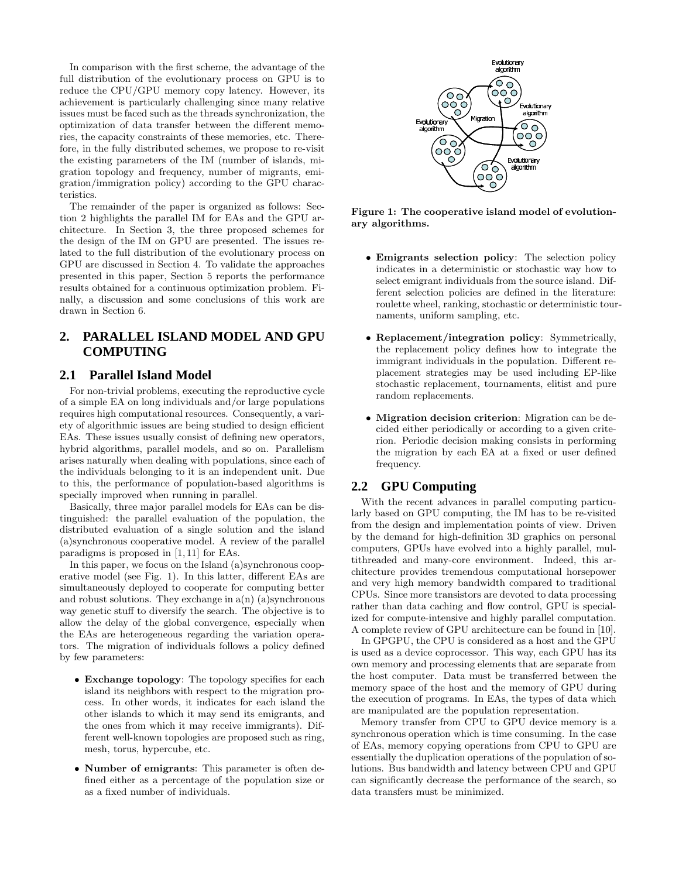In comparison with the first scheme, the advantage of the full distribution of the evolutionary process on GPU is to reduce the CPU/GPU memory copy latency. However, its achievement is particularly challenging since many relative issues must be faced such as the threads synchronization, the optimization of data transfer between the different memories, the capacity constraints of these memories, etc. Therefore, in the fully distributed schemes, we propose to re-visit the existing parameters of the IM (number of islands, migration topology and frequency, number of migrants, emigration/immigration policy) according to the GPU characteristics.

The remainder of the paper is organized as follows: Section 2 highlights the parallel IM for EAs and the GPU architecture. In Section 3, the three proposed schemes for the design of the IM on GPU are presented. The issues related to the full distribution of the evolutionary process on GPU are discussed in Section 4. To validate the approaches presented in this paper, Section 5 reports the performance results obtained for a continuous optimization problem. Finally, a discussion and some conclusions of this work are drawn in Section 6.

## 2. PARALLEL ISLAND MODEL AND GPU COMPUTING

### 2.1 Parallel Island Model

For non-trivial problems, executing the reproductive cycle of a simple EA on long individuals and/or large populations requires high computational resources. Consequently, a variety of algorithmic issues are being studied to design efficient EAs. These issues usually consist of defining new operators, hybrid algorithms, parallel models, and so on. Parallelism arises naturally when dealing with populations, since each of the individuals belonging to it is an independent unit. Due to this, the performance of population-based algorithms is specially improved when running in parallel.

Basically, three major parallel models for EAs can be distinguished: the parallel evaluation of the population, the distributed evaluation of a single solution and the island (a)synchronous cooperative model. A review of the parallel paradigms is proposed in [1, 11] for EAs.

In this paper, we focus on the Island (a)synchronous cooperative model (see Fig. 1). In this latter, different EAs are simultaneously deployed to cooperate for computing better and robust solutions. They exchange in a(n) (a)synchronous way genetic stuff to diversify the search. The objective is to allow the delay of the global convergence, especially when the EAs are heterogeneous regarding the variation operators. The migration of individuals follows a policy defined by few parameters:

- **Exchange topology**: The topology specifies for each island its neighbors with respect to the migration process. In other words, it indicates for each island the other islands to which it may send its emigrants, and the ones from which it may receive immigrants). Different well-known topologies are proposed such as ring, mesh, torus, hypercube, etc.
- **Number of emigrants**: This parameter is often defined either as a percentage of the population size or as a fixed number of individuals.

Evolutionary algorithm
Evolutionary algorithm
Evolutionary algorithm
Migration
Evolutionary algorithm
Evolutionary algorithm

**Figure 1: The cooperative island model of evolutionary algorithms.**

- **Emigrants selection policy**: The selection policy indicates in a deterministic or stochastic way how to select emigrant individuals from the source island. Different selection policies are defined in the literature: roulette wheel, ranking, stochastic or deterministic tournaments, uniform sampling, etc.
- **Replacement/integration policy**: Symmetrically, the replacement policy defines how to integrate the immigrant individuals in the population. Different replacement strategies may be used including EP-like stochastic replacement, tournaments, elitist and pure random replacements.
- **Migration decision criterion**: Migration can be decided either periodically or according to a given criterion. Periodic decision making consists in performing the migration by each EA at a fixed or user defined frequency.

### 2.2 GPU Computing

With the recent advances in parallel computing particularly based on GPU computing, the IM has to be re-visited from the design and implementation points of view. Driven by the demand for high-definition 3D graphics on personal computers, GPUs have evolved into a highly parallel, multithreaded and many-core environment. Indeed, this architecture provides tremendous computational horsepower and very high memory bandwidth compared to traditional CPUs. Since more transistors are devoted to data processing rather than data caching and flow control, GPU is specialized for compute-intensive and highly parallel computation. A complete review of GPU architecture can be found in [10].

In GPGPU, the CPU is considered as a host and the GPU is used as a device coprocessor. This way, each GPU has its own memory and processing elements that are separate from the host computer. Data must be transferred between the memory space of the host and the memory of GPU during the execution of programs. In EAs, the types of data which are manipulated are the population representation.

Memory transfer from CPU to GPU device memory is a synchronous operation which is time consuming. In the case of EAs, memory copying operations from CPU to GPU are essentially the duplication operations of the population of solutions. Bus bandwidth and latency between CPU and GPU can significantly decrease the performance of the search, so data transfers must be minimized.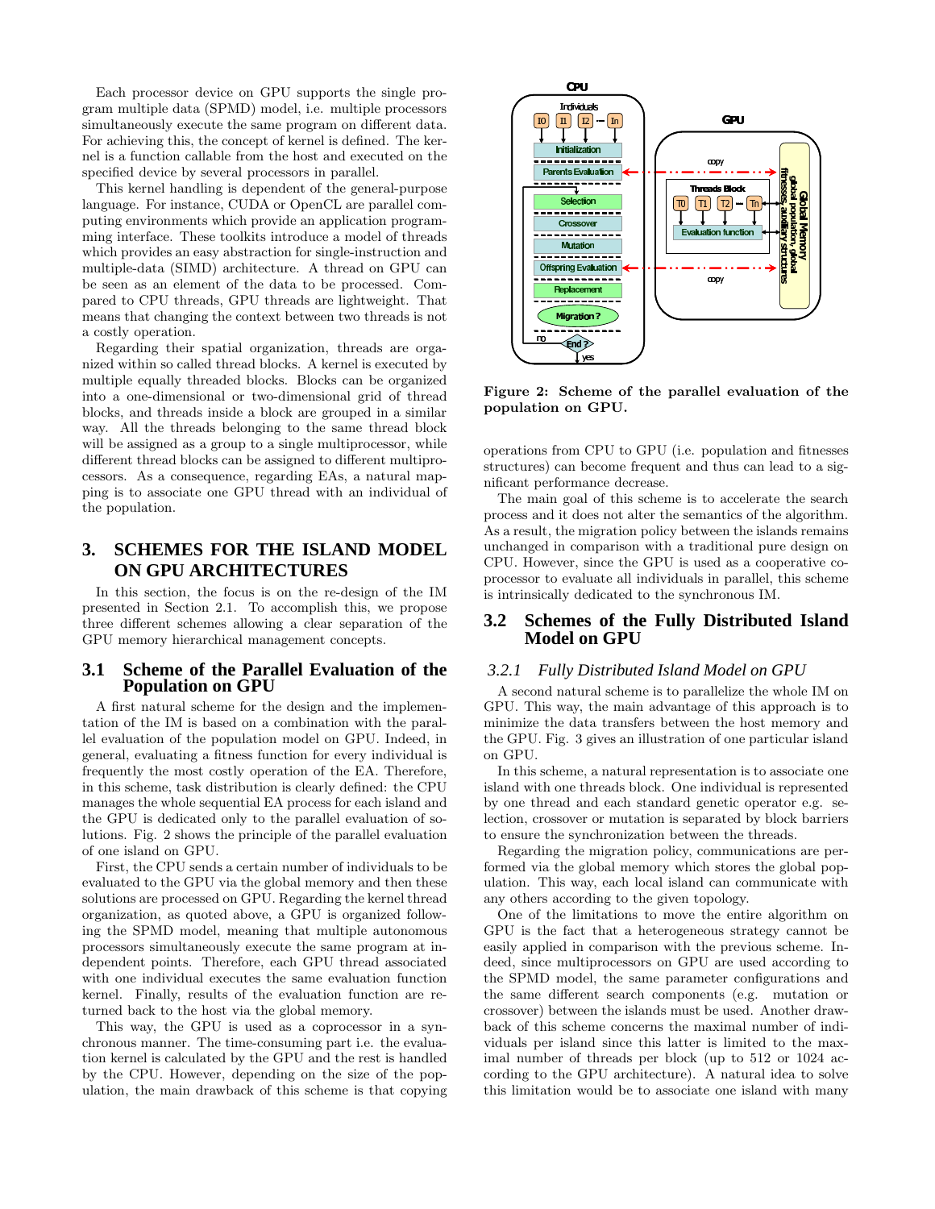Each processor device on GPU supports the single program multiple data (SPMD) model, i.e. multiple processors simultaneously execute the same program on different data. For achieving this, the concept of kernel is defined. The kernel is a function callable from the host and executed on the specified device by several processors in parallel.

This kernel handling is dependent of the general-purpose language. For instance, CUDA or OpenCL are parallel computing environments which provide an application programming interface. These toolkits introduce a model of threads which provides an easy abstraction for single-instruction and multiple-data (SIMD) architecture. A thread on GPU can be seen as an element of the data to be processed. Compared to CPU threads, GPU threads are lightweight. That means that changing the context between two threads is not a costly operation.

Regarding their spatial organization, threads are organized within so called thread blocks. A kernel is executed by multiple equally threaded blocks. Blocks can be organized into a one-dimensional or two-dimensional grid of thread blocks, and threads inside a block are grouped in a similar way. All the threads belonging to the same thread block will be assigned as a group to a single multiprocessor, while different thread blocks can be assigned to different multiprocessors. As a consequence, regarding EAs, a natural mapping is to associate one GPU thread with an individual of the population.

# 3. SCHEMES FOR THE ISLAND MODEL ON GPU ARCHITECTURES

In this section, the focus is on the re-design of the IM presented in Section 2.1. To accomplish this, we propose three different schemes allowing a clear separation of the GPU memory hierarchical management concepts.

## 3.1 Scheme of the Parallel Evaluation of the Population on GPU

A first natural scheme for the design and the implementation of the IM is based on a combination with the parallel evaluation of the population model on GPU. Indeed, in general, evaluating a fitness function for every individual is frequently the most costly operation of the EA. Therefore, in this scheme, task distribution is clearly defined: the CPU manages the whole sequential EA process for each island and the GPU is dedicated only to the parallel evaluation of solutions. Fig. 2 shows the principle of the parallel evaluation of one island on GPU.

First, the CPU sends a certain number of individuals to be evaluated to the GPU via the global memory and then these solutions are processed on GPU. Regarding the kernel thread organization, as quoted above, a GPU is organized following the SPMD model, meaning that multiple autonomous processors simultaneously execute the same program at independent points. Therefore, each GPU thread associated with one individual executes the same evaluation function kernel. Finally, results of the evaluation function are returned back to the host via the global memory.

This way, the GPU is used as a coprocessor in a synchronous manner. The time-consuming part i.e. the evaluation kernel is calculated by the GPU and the rest is handled by the CPU. However, depending on the size of the population, the main drawback of this scheme is that copying operations from CPU to GPU (i.e. population and fitnesses structures) can become frequent and thus can lead to a significant performance decrease.

CPU
Individuals
I0 I1 I2 ... In
Initialization
Parents Evaluation
Selection
Crossover
Mutation
Offspring Evaluation
Replacement
Migration ?
no
End ?
yes
GPU
copy
Threads Block
T0 T1 T2 ... Tn
Evaluation function
copy
Global Memory
global population, global fitnesses, auxiliary structures

**Figure 2: Scheme of the parallel evaluation of the population on GPU.**

The main goal of this scheme is to accelerate the search process and it does not alter the semantics of the algorithm. As a result, the migration policy between the islands remains unchanged in comparison with a traditional pure design on CPU. However, since the GPU is used as a cooperative coprocessor to evaluate all individuals in parallel, this scheme is intrinsically dedicated to the synchronous IM.

## 3.2 Schemes of the Fully Distributed Island Model on GPU

### 3.2.1 Fully Distributed Island Model on GPU

A second natural scheme is to parallelize the whole IM on GPU. This way, the main advantage of this approach is to minimize the data transfers between the host memory and the GPU. Fig. 3 gives an illustration of one particular island on GPU.

In this scheme, a natural representation is to associate one island with one threads block. One individual is represented by one thread and each standard genetic operator e.g. selection, crossover or mutation is separated by block barriers to ensure the synchronization between the threads.

Regarding the migration policy, communications are performed via the global memory which stores the global population. This way, each local island can communicate with any others according to the given topology.

One of the limitations to move the entire algorithm on GPU is the fact that a heterogeneous strategy cannot be easily applied in comparison with the previous scheme. Indeed, since multiprocessors on GPU are used according to the SPMD model, the same parameter configurations and the same different search components (e.g. mutation or crossover) between the islands must be used. Another drawback of this scheme concerns the maximal number of individuals per island since this latter is limited to the maximal number of threads per block (up to 512 or 1024 according to the GPU architecture). A natural idea to solve this limitation would be to associate one island with many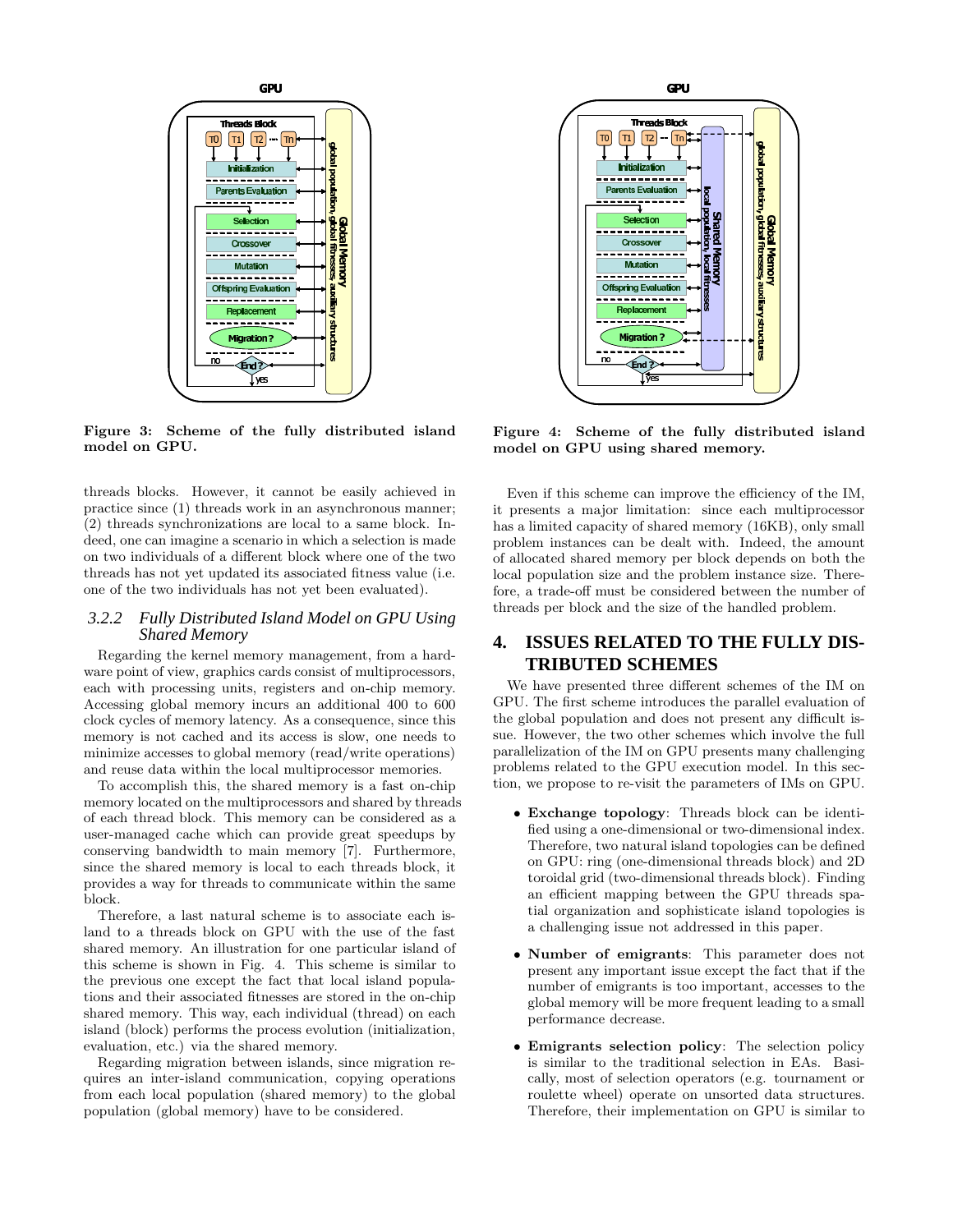GPU

Threads Block

T0 T1 T2 ... Tn

Initialization

Parents Evaluation

Selection

Crossover

Mutation

Offspring Evaluation

Replacement

Migration ?

no

End ?

yes

Global Memory

global population, global fitnesses, auxiliary structures

Figure 3: Scheme of the fully distributed island model on GPU.

GPU

Threads Block

T0 T1 T2 ... Tn

Initialization

Parents Evaluation

Selection

Crossover

Mutation

Offspring Evaluation

Replacement

Migration ?

no

End ?

yes

Shared Memory

local population, local fitnesses

Global Memory

global population, global fitnesses, auxiliary structures

Figure 4: Scheme of the fully distributed island model on GPU using shared memory.

threads blocks. However, it cannot be easily achieved in practice since (1) threads work in an asynchronous manner; (2) threads synchronizations are local to a same block. Indeed, one can imagine a scenario in which a selection is made on two individuals of a different block where one of the two threads has not yet updated its associated fitness value (i.e. one of the two individuals has not yet been evaluated).

### 3.2.2 *Fully Distributed Island Model on GPU Using Shared Memory*

Regarding the kernel memory management, from a hardware point of view, graphics cards consist of multiprocessors, each with processing units, registers and on-chip memory. Accessing global memory incurs an additional 400 to 600 clock cycles of memory latency. As a consequence, since this memory is not cached and its access is slow, one needs to minimize accesses to global memory (read/write operations) and reuse data within the local multiprocessor memories.

To accomplish this, the shared memory is a fast on-chip memory located on the multiprocessors and shared by threads of each thread block. This memory can be considered as a user-managed cache which can provide great speedups by conserving bandwidth to main memory [7]. Furthermore, since the shared memory is local to each threads block, it provides a way for threads to communicate within the same block.

Therefore, a last natural scheme is to associate each island to a threads block on GPU with the use of the fast shared memory. An illustration for one particular island of this scheme is shown in Fig. 4. This scheme is similar to the previous one except the fact that local island populations and their associated fitnesses are stored in the on-chip shared memory. This way, each individual (thread) on each island (block) performs the process evolution (initialization, evaluation, etc.) via the shared memory.

Regarding migration between islands, since migration requires an inter-island communication, copying operations from each local population (shared memory) to the global population (global memory) have to be considered.

Even if this scheme can improve the efficiency of the IM, it presents a major limitation: since each multiprocessor has a limited capacity of shared memory (16KB), only small problem instances can be dealt with. Indeed, the amount of allocated shared memory per block depends on both the local population size and the problem instance size. Therefore, a trade-off must be considered between the number of threads per block and the size of the handled problem.

## 4. ISSUES RELATED TO THE FULLY DISTRIBUTED SCHEMES

We have presented three different schemes of the IM on GPU. The first scheme introduces the parallel evaluation of the global population and does not present any difficult issue. However, the two other schemes which involve the full parallelization of the IM on GPU presents many challenging problems related to the GPU execution model. In this section, we propose to re-visit the parameters of IMs on GPU.

- **Exchange topology**: Threads block can be identified using a one-dimensional or two-dimensional index. Therefore, two natural island topologies can be defined on GPU: ring (one-dimensional threads block) and 2D toroidal grid (two-dimensional threads block). Finding an efficient mapping between the GPU threads spatial organization and sophisticate island topologies is a challenging issue not addressed in this paper.
- **Number of emigrants**: This parameter does not present any important issue except the fact that if the number of emigrants is too important, accesses to the global memory will be more frequent leading to a small performance decrease.
- **Emigrants selection policy**: The selection policy is similar to the traditional selection in EAs. Basically, most of selection operators (e.g. tournament or roulette wheel) operate on unsorted data structures. Therefore, their implementation on GPU is similar to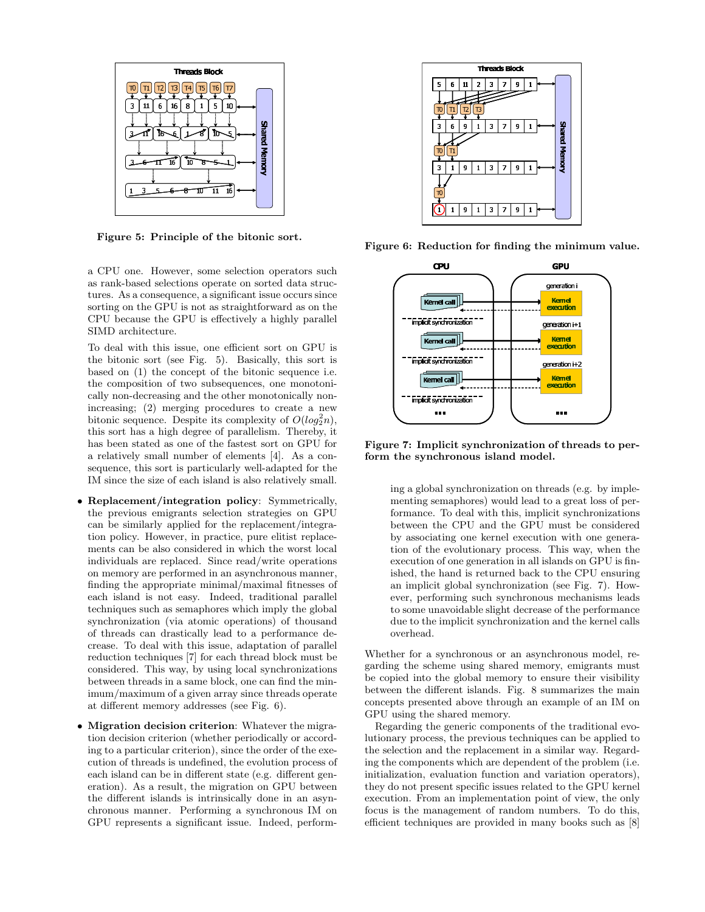Threads Block

T0 T1 T2 T3 T4 T5 T6 T7

3 11 6 16 8 1 5 10

3 11 16 6 1 8 10 5

3 6 11 16 10 8 5 1

1 3 5 6 8 10 11 16

Shared Memory

**Figure 5: Principle of the bitonic sort.**

Threads Block

5 6 11 2 3 7 9 1

T0 T1 T2 T3

3 6 9 1 3 7 9 1

T0 T1

3 1 9 1 3 7 9 1

T0

1 1 9 1 3 7 9 1

Shared Memory

**Figure 6: Reduction for finding the minimum value.**

CPU

GPU

generation i

Kernel call

Kernel execution

implicit synchronization

generation i+1

Kernel call

Kernel execution

implicit synchronization

generation i+2

Kernel call

Kernel execution

implicit synchronization

...

...

**Figure 7: Implicit synchronization of threads to perform the synchronous island model.**

a CPU one. However, some selection operators such as rank-based selections operate on sorted data structures. As a consequence, a significant issue occurs since sorting on the GPU is not as straightforward as on the CPU because the GPU is effectively a highly parallel SIMD architecture.

To deal with this issue, one efficient sort on GPU is the bitonic sort (see Fig. 5). Basically, this sort is based on (1) the concept of the bitonic sequence i.e. the composition of two subsequences, one monotonically non-decreasing and the other monotonically non-increasing; (2) merging procedures to create a new bitonic sequence. Despite its complexity of $O(log_2^2 n)$, this sort has a high degree of parallelism. Thereby, it has been stated as one of the fastest sort on GPU for a relatively small number of elements [4]. As a consequence, this sort is particularly well-adapted for the IM since the size of each island is also relatively small.

- **Replacement/integration policy**: Symmetrically, the previous emigrants selection strategies on GPU can be similarly applied for the replacement/integration policy. However, in practice, pure elitist replacements can be also considered in which the worst local individuals are replaced. Since read/write operations on memory are performed in an asynchronous manner, finding the appropriate minimal/maximal fitnesses of each island is not easy. Indeed, traditional parallel techniques such as semaphores which imply the global synchronization (via atomic operations) of thousand of threads can drastically lead to a performance decrease. To deal with this issue, adaptation of parallel reduction techniques [7] for each thread block must be considered. This way, by using local synchronizations between threads in a same block, one can find the minimum/maximum of a given array since threads operate at different memory addresses (see Fig. 6).

- **Migration decision criterion**: Whatever the migration decision criterion (whether periodically or according to a particular criterion), since the order of the execution of threads is undefined, the evolution process of each island can be in different state (e.g. different generation). As a result, the migration on GPU between the different islands is intrinsically done in an asynchronous manner. Performing a synchronous IM on GPU represents a significant issue. Indeed, performing a global synchronization on threads (e.g. by implementing semaphores) would lead to a great loss of performance. To deal with this, implicit synchronizations between the CPU and the GPU must be considered by associating one kernel execution with one generation of the evolutionary process. This way, when the execution of one generation in all islands on GPU is finished, the hand is returned back to the CPU ensuring an implicit global synchronization (see Fig. 7). However, performing such synchronous mechanisms leads to some unavoidable slight decrease of the performance due to the implicit synchronization and the kernel calls overhead.

Whether for a synchronous or an asynchronous model, regarding the scheme using shared memory, emigrants must be copied into the global memory to ensure their visibility between the different islands. Fig. 8 summarizes the main concepts presented above through an example of an IM on GPU using the shared memory.

Regarding the generic components of the traditional evolutionary process, the previous techniques can be applied to the selection and the replacement in a similar way. Regarding the components which are dependent of the problem (i.e. initialization, evaluation function and variation operators), they do not present specific issues related to the GPU kernel execution. From an implementation point of view, the only focus is the management of random numbers. To do this, efficient techniques are provided in many books such as [8]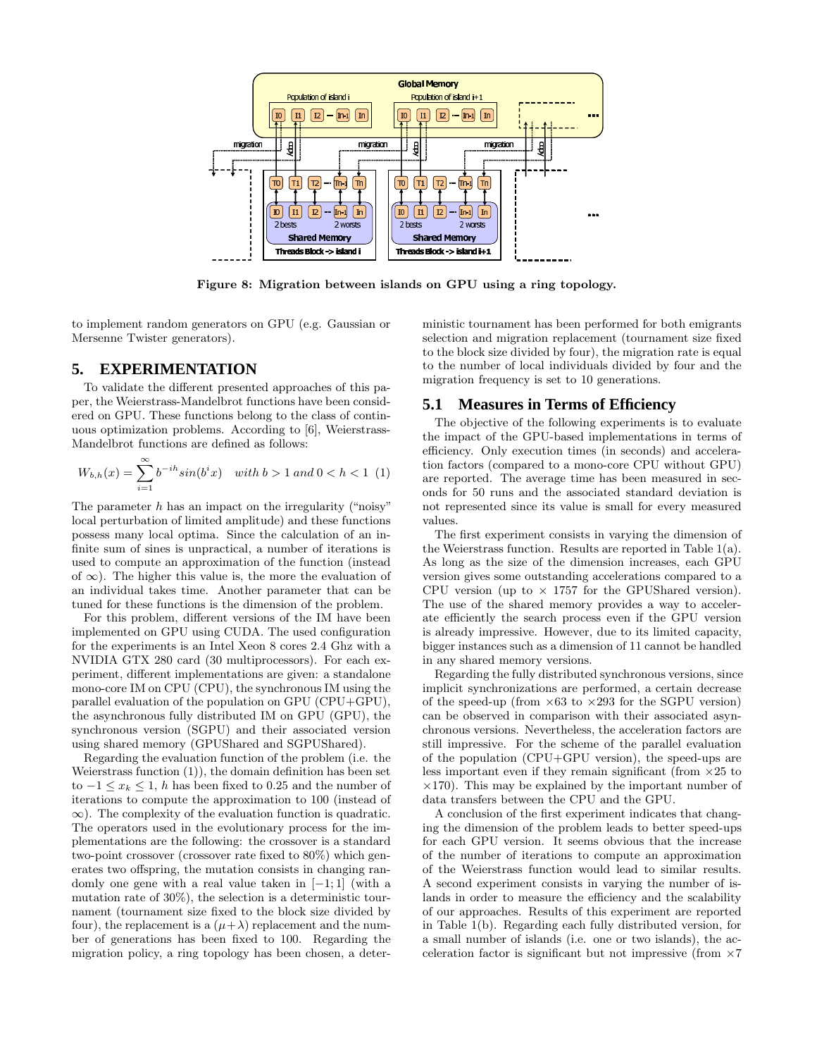Figure 8: Migration between islands on GPU using a ring topology.

to implement random generators on GPU (e.g. Gaussian or Mersenne Twister generators).

## 5. EXPERIMENTATION

To validate the different presented approaches of this paper, the Weierstrass-Mandelbrot functions have been considered on GPU. These functions belong to the class of continuous optimization problems. According to [6], Weierstrass-Mandelbrot functions are defined as follows:

$$W_{b,h}(x) = \sum_{i=1}^{\infty} b^{-ih} sin(b^i x) \quad with\ b > 1\ and\ 0 < h < 1 \quad (1)$$

The parameter $h$ has an impact on the irregularity ("noisy" local perturbation of limited amplitude) and these functions possess many local optima. Since the calculation of an infinite sum of sines is unpractical, a number of iterations is used to compute an approximation of the function (instead of $\infty$). The higher this value is, the more the evaluation of an individual takes time. Another parameter that can be tuned for these functions is the dimension of the problem.

For this problem, different versions of the IM have been implemented on GPU using CUDA. The used configuration for the experiments is an Intel Xeon 8 cores 2.4 Ghz with a NVIDIA GTX 280 card (30 multiprocessors). For each experiment, different implementations are given: a standalone mono-core IM on CPU (CPU), the synchronous IM using the parallel evaluation of the population on GPU (CPU+GPU), the asynchronous fully distributed IM on GPU (GPU), the synchronous version (SGPU) and their associated version using shared memory (GPUShared and SGPUShared).

Regarding the evaluation function of the problem (i.e. the Weierstrass function (1)), the domain definition has been set to $-1 \leq x_k \leq 1$, $h$ has been fixed to 0.25 and the number of iterations to compute the approximation to 100 (instead of $\infty$). The complexity of the evaluation function is quadratic. The operators used in the evolutionary process for the implementations are the following: the crossover is a standard two-point crossover (crossover rate fixed to 80%) which generates two offspring, the mutation consists in changing randomly one gene with a real value taken in $[-1; 1]$ (with a mutation rate of 30%), the selection is a deterministic tournament (tournament size fixed to the block size divided by four), the replacement is a $(\mu+\lambda)$ replacement and the number of generations has been fixed to 100. Regarding the migration policy, a ring topology has been chosen, a deterministic tournament has been performed for both emigrants selection and migration replacement (tournament size fixed to the block size divided by four), the migration rate is equal to the number of local individuals divided by four and the migration frequency is set to 10 generations.

### 5.1 Measures in Terms of Efficiency

The objective of the following experiments is to evaluate the impact of the GPU-based implementations in terms of efficiency. Only execution times (in seconds) and acceleration factors (compared to a mono-core CPU without GPU) are reported. The average time has been measured in seconds for 50 runs and the associated standard deviation is not represented since its value is small for every measured values.

The first experiment consists in varying the dimension of the Weierstrass function. Results are reported in Table 1(a). As long as the size of the dimension increases, each GPU version gives some outstanding accelerations compared to a CPU version (up to $\times$ 1757 for the GPUShared version). The use of the shared memory provides a way to accelerate efficiently the search process even if the GPU version is already impressive. However, due to its limited capacity, bigger instances such as a dimension of 11 cannot be handled in any shared memory versions.

Regarding the fully distributed synchronous versions, since implicit synchronizations are performed, a certain decrease of the speed-up (from $\times$63 to $\times$293 for the SGPU version) can be observed in comparison with their associated asynchronous versions. Nevertheless, the acceleration factors are still impressive. For the scheme of the parallel evaluation of the population (CPU+GPU version), the speed-ups are less important even if they remain significant (from $\times$25 to $\times$170). This may be explained by the important number of data transfers between the CPU and the GPU.

A conclusion of the first experiment indicates that changing the dimension of the problem leads to better speed-ups for each GPU version. It seems obvious that the increase of the number of iterations to compute an approximation of the Weierstrass function would lead to similar results. A second experiment consists in varying the number of islands in order to measure the efficiency and the scalability of our approaches. Results of this experiment are reported in Table 1(b). Regarding each fully distributed version, for a small number of islands (i.e. one or two islands), the acceleration factor is significant but not impressive (from $\times$7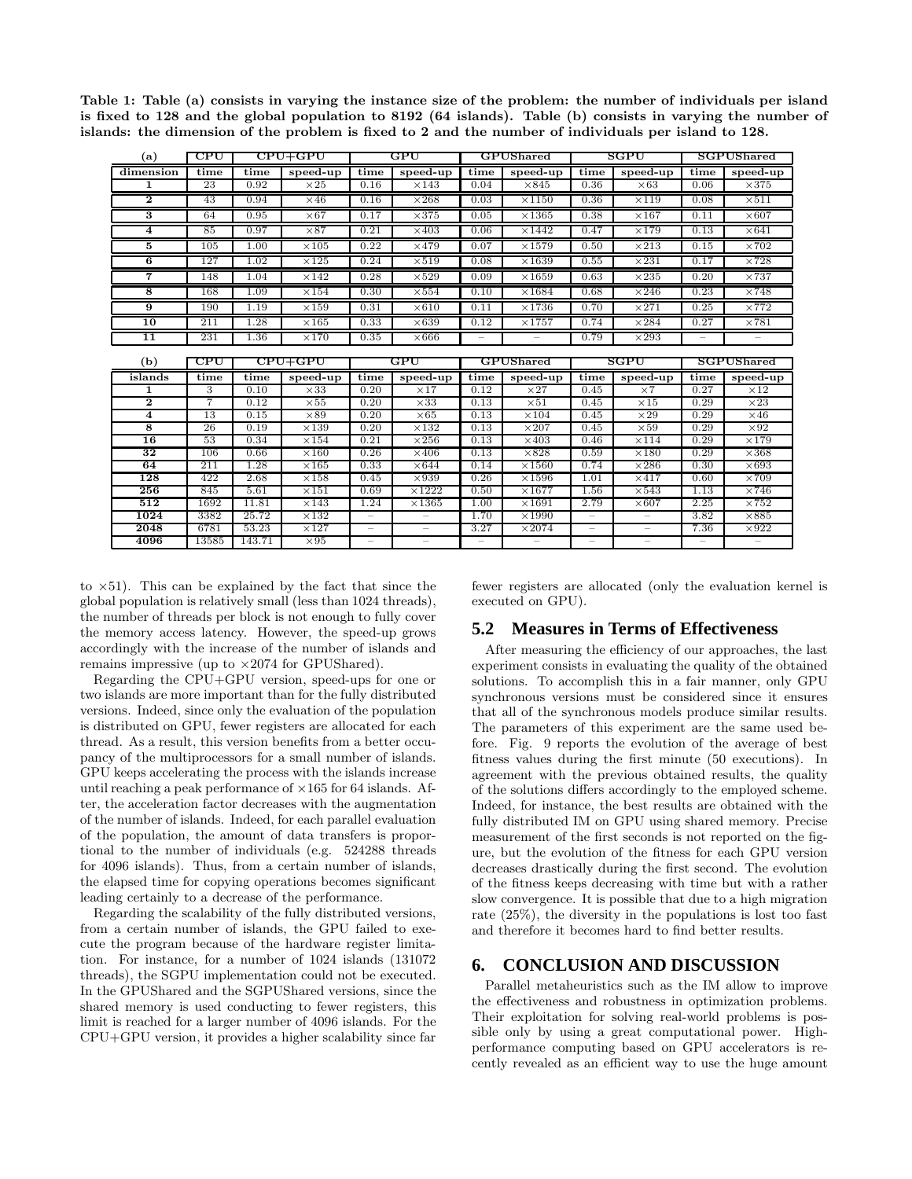**Table 1: Table (a) consists in varying the instance size of the problem: the number of individuals per island is fixed to 128 and the global population to 8192 (64 islands). Table (b) consists in varying the number of islands: the dimension of the problem is fixed to 2 and the number of individuals per island to 128.**

| (a) | CPU | CPU+GPU | | GPU | | GPUShared | | SGPU | | SGPUShared | |
|---|---|---|---|---|---|---|---|---|---|---|---|
| **dimension** | time | time | speed-up | time | speed-up | time | speed-up | time | speed-up | time | speed-up |
| **1** | 23 | 0.92 | ×25 | 0.16 | ×143 | 0.04 | ×845 | 0.36 | ×63 | 0.06 | ×375 |
| **2** | 43 | 0.94 | ×46 | 0.16 | ×268 | 0.03 | ×1150 | 0.36 | ×119 | 0.08 | ×511 |
| **3** | 64 | 0.95 | ×67 | 0.17 | ×375 | 0.05 | ×1365 | 0.38 | ×167 | 0.11 | ×607 |
| **4** | 85 | 0.97 | ×87 | 0.21 | ×403 | 0.06 | ×1442 | 0.47 | ×179 | 0.13 | ×641 |
| **5** | 105 | 1.00 | ×105 | 0.22 | ×479 | 0.07 | ×1579 | 0.50 | ×213 | 0.15 | ×702 |
| **6** | 127 | 1.02 | ×125 | 0.24 | ×519 | 0.08 | ×1639 | 0.55 | ×231 | 0.17 | ×728 |
| **7** | 148 | 1.04 | ×142 | 0.28 | ×529 | 0.09 | ×1659 | 0.63 | ×235 | 0.20 | ×737 |
| **8** | 168 | 1.09 | ×154 | 0.30 | ×554 | 0.10 | ×1684 | 0.68 | ×246 | 0.23 | ×748 |
| **9** | 190 | 1.19 | ×159 | 0.31 | ×610 | 0.11 | ×1736 | 0.70 | ×271 | 0.25 | ×772 |
| **10** | 211 | 1.28 | ×165 | 0.33 | ×639 | 0.12 | ×1757 | 0.74 | ×284 | 0.27 | ×781 |
| **11** | 231 | 1.36 | ×170 | 0.35 | ×666 | – | – | 0.79 | ×293 | – | – |

| (b) | CPU | CPU+GPU | | GPU | | GPUShared | | SGPU | | SGPUShared | |
|---|---|---|---|---|---|---|---|---|---|---|---|
| **islands** | time | time | speed-up | time | speed-up | time | speed-up | time | speed-up | time | speed-up |
| **1** | 3 | 0.10 | ×33 | 0.20 | ×17 | 0.12 | ×27 | 0.45 | ×7 | 0.27 | ×12 |
| **2** | 7 | 0.12 | ×55 | 0.20 | ×33 | 0.13 | ×51 | 0.45 | ×15 | 0.29 | ×23 |
| **4** | 13 | 0.15 | ×89 | 0.20 | ×65 | 0.13 | ×104 | 0.45 | ×29 | 0.29 | ×46 |
| **8** | 26 | 0.19 | ×139 | 0.20 | ×132 | 0.13 | ×207 | 0.45 | ×59 | 0.29 | ×92 |
| **16** | 53 | 0.34 | ×154 | 0.21 | ×256 | 0.13 | ×403 | 0.46 | ×114 | 0.29 | ×179 |
| **32** | 106 | 0.66 | ×160 | 0.26 | ×406 | 0.13 | ×828 | 0.59 | ×180 | 0.29 | ×368 |
| **64** | 211 | 1.28 | ×165 | 0.33 | ×644 | 0.14 | ×1560 | 0.74 | ×286 | 0.30 | ×693 |
| **128** | 422 | 2.68 | ×158 | 0.45 | ×939 | 0.26 | ×1596 | 1.01 | ×417 | 0.60 | ×709 |
| **256** | 845 | 5.61 | ×151 | 0.69 | ×1222 | 0.50 | ×1677 | 1.56 | ×543 | 1.13 | ×746 |
| **512** | 1692 | 11.81 | ×143 | 1.24 | ×1365 | 1.00 | ×1691 | 2.79 | ×607 | 2.25 | ×752 |
| **1024** | 3382 | 25.72 | ×132 | – | – | 1.70 | ×1990 | – | – | 3.82 | ×885 |
| **2048** | 6781 | 53.23 | ×127 | – | – | 3.27 | ×2074 | – | – | 7.36 | ×922 |
| **4096** | 13585 | 143.71 | ×95 | – | – | – | – | – | – | – | – |

to ×51). This can be explained by the fact that since the global population is relatively small (less than 1024 threads), the number of threads per block is not enough to fully cover the memory access latency. However, the speed-up grows accordingly with the increase of the number of islands and remains impressive (up to ×2074 for GPUShared).

Regarding the CPU+GPU version, speed-ups for one or two islands are more important than for the fully distributed versions. Indeed, since only the evaluation of the population is distributed on GPU, fewer registers are allocated for each thread. As a result, this version benefits from a better occupancy of the multiprocessors for a small number of islands. GPU keeps accelerating the process with the islands increase until reaching a peak performance of ×165 for 64 islands. After, the acceleration factor decreases with the augmentation of the number of islands. Indeed, for each parallel evaluation of the population, the amount of data transfers is proportional to the number of individuals (e.g. 524288 threads for 4096 islands). Thus, from a certain number of islands, the elapsed time for copying operations becomes significant leading certainly to a decrease of the performance.

Regarding the scalability of the fully distributed versions, from a certain number of islands, the GPU failed to execute the program because of the hardware register limitation. For instance, for a number of 1024 islands (131072 threads), the SGPU implementation could not be executed. In the GPUShared and the SGPUShared versions, since the shared memory is used conducting to fewer registers, this limit is reached for a larger number of 4096 islands. For the CPU+GPU version, it provides a higher scalability since far fewer registers are allocated (only the evaluation kernel is executed on GPU).

## 5.2 Measures in Terms of Effectiveness

After measuring the efficiency of our approaches, the last experiment consists in evaluating the quality of the obtained solutions. To accomplish this in a fair manner, only GPU synchronous versions must be considered since it ensures that all of the synchronous models produce similar results. The parameters of this experiment are the same used before. Fig. 9 reports the evolution of the average of best fitness values during the first minute (50 executions). In agreement with the previous obtained results, the quality of the solutions differs accordingly to the employed scheme. Indeed, for instance, the best results are obtained with the fully distributed IM on GPU using shared memory. Precise measurement of the first seconds is not reported on the figure, but the evolution of the fitness for each GPU version decreases drastically during the first second. The evolution of the fitness keeps decreasing with time but with a rather slow convergence. It is possible that due to a high migration rate (25%), the diversity in the populations is lost too fast and therefore it becomes hard to find better results.

# 6. CONCLUSION AND DISCUSSION

Parallel metaheuristics such as the IM allow to improve the effectiveness and robustness in optimization problems. Their exploitation for solving real-world problems is possible only by using a great computational power. High-performance computing based on GPU accelerators is recently revealed as an efficient way to use the huge amount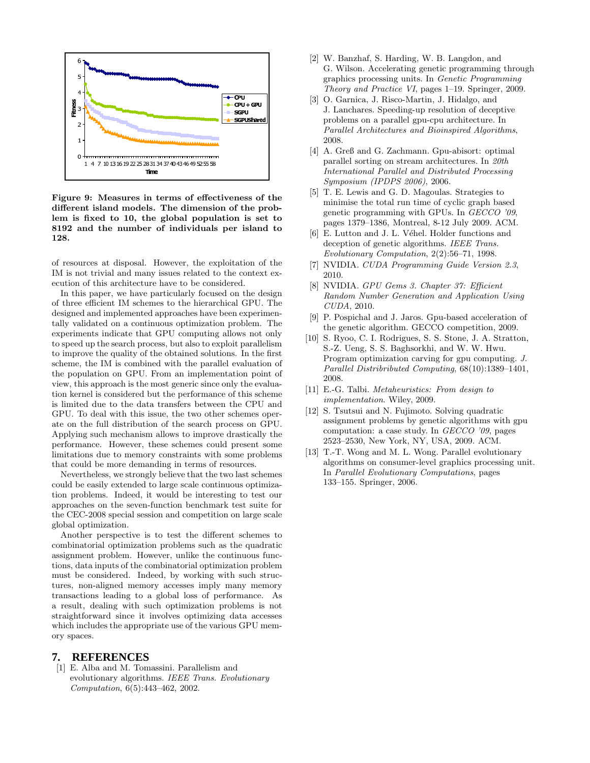6
5
4
3
2
1
0

Fitness

1 4 7 10 13 16 19 22 25 28 31 34 37 40 43 46 49 52 55 58

Time

CPU
CPU + GPU
SGPU
SGPUShared

**Figure 9: Measures in terms of effectiveness of the different island models. The dimension of the problem is fixed to 10, the global population is set to 8192 and the number of individuals per island to 128.**

of resources at disposal. However, the exploitation of the IM is not trivial and many issues related to the context execution of this architecture have to be considered.

In this paper, we have particularly focused on the design of three efficient IM schemes to the hierarchical GPU. The designed and implemented approaches have been experimentally validated on a continuous optimization problem. The experiments indicate that GPU computing allows not only to speed up the search process, but also to exploit parallelism to improve the quality of the obtained solutions. In the first scheme, the IM is combined with the parallel evaluation of the population on GPU. From an implementation point of view, this approach is the most generic since only the evaluation kernel is considered but the performance of this scheme is limited due to the data transfers between the CPU and GPU. To deal with this issue, the two other schemes operate on the full distribution of the search process on GPU. Applying such mechanism allows to improve drastically the performance. However, these schemes could present some limitations due to memory constraints with some problems that could be more demanding in terms of resources.

Nevertheless, we strongly believe that the two last schemes could be easily extended to large scale continuous optimization problems. Indeed, it would be interesting to test our approaches on the seven-function benchmark test suite for the CEC-2008 special session and competition on large scale global optimization.

Another perspective is to test the different schemes to combinatorial optimization problems such as the quadratic assignment problem. However, unlike the continuous functions, data inputs of the combinatorial optimization problem must be considered. Indeed, by working with such structures, non-aligned memory accesses imply many memory transactions leading to a global loss of performance. As a result, dealing with such optimization problems is not straightforward since it involves optimizing data accesses which includes the appropriate use of the various GPU memory spaces.

## 7. REFERENCES

[1] E. Alba and M. Tomassini. Parallelism and evolutionary algorithms. *IEEE Trans. Evolutionary Computation*, 6(5):443–462, 2002.

[2] W. Banzhaf, S. Harding, W. B. Langdon, and G. Wilson. Accelerating genetic programming through graphics processing units. In *Genetic Programming Theory and Practice VI*, pages 1–19. Springer, 2009.

[3] O. Garnica, S. Risco-Martin, J. Hidalgo, and J. Lanchares. Speeding-up resolution of deceptive problems on a parallel gpu-cpu architecture. In *Parallel Architectures and Bioinspired Algorithms*, 2008.

[4] A. Greß and G. Zachmann. Gpu-abisort: optimal parallel sorting on stream architectures. In *20th International Parallel and Distributed Processing Symposium (IPDPS 2006)*, 2006.

[5] T. E. Lewis and G. D. Magoulas. Strategies to minimise the total run time of cyclic graph based genetic programming with GPUs. In *GECCO '09*, pages 1379–1386, Montreal, 8-12 July 2009. ACM.

[6] E. Lutton and J. L. Véhel. Holder functions and deception of genetic algorithms. *IEEE Trans. Evolutionary Computation*, 2(2):56–71, 1998.

[7] NVIDIA. *CUDA Programming Guide Version 2.3*, 2010.

[8] NVIDIA. *GPU Gems 3. Chapter 37: Efficient Random Number Generation and Application Using CUDA*, 2010.

[9] P. Pospichal and J. Jaros. Gpu-based acceleration of the genetic algorithm. GECCO competition, 2009.

[10] S. Ryoo, C. I. Rodrigues, S. S. Stone, J. A. Stratton, S.-Z. Ueng, S. S. Baghsorkhi, and W. W. Hwu. Program optimization carving for gpu computing. *J. Parallel Distribributed Computing*, 68(10):1389–1401, 2008.

[11] E.-G. Talbi. *Metaheuristics: From design to implementation*. Wiley, 2009.

[12] S. Tsutsui and N. Fujimoto. Solving quadratic assignment problems by genetic algorithms with gpu computation: a case study. In *GECCO '09*, pages 2523–2530, New York, NY, USA, 2009. ACM.

[13] T.-T. Wong and M. L. Wong. Parallel evolutionary algorithms on consumer-level graphics processing unit. In *Parallel Evolutionary Computations*, pages 133–155. Springer, 2006.